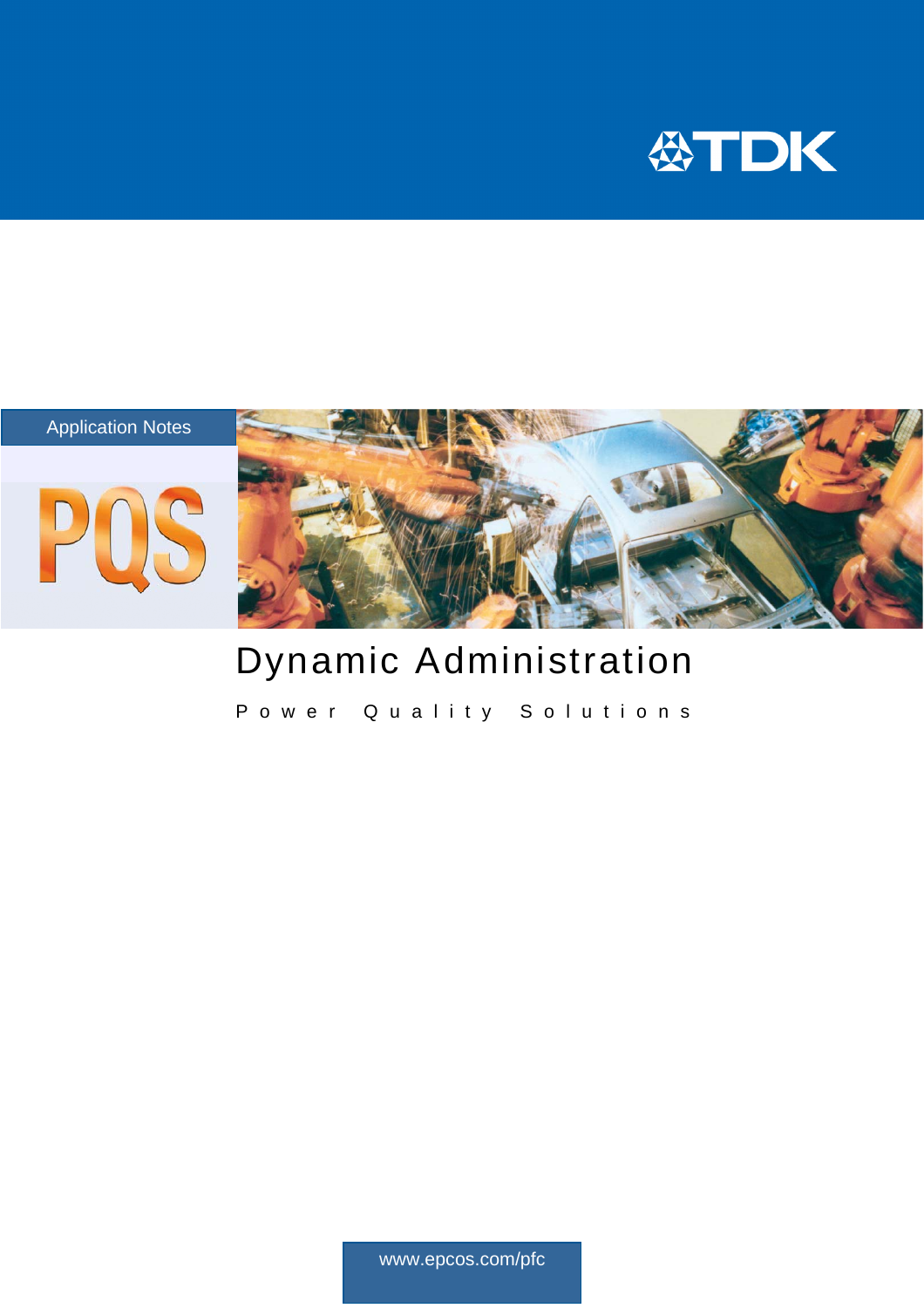TDK

Application Notes

PQS

# Dynamic Administration

Power Quality Solutions

www.epcos.com/pfc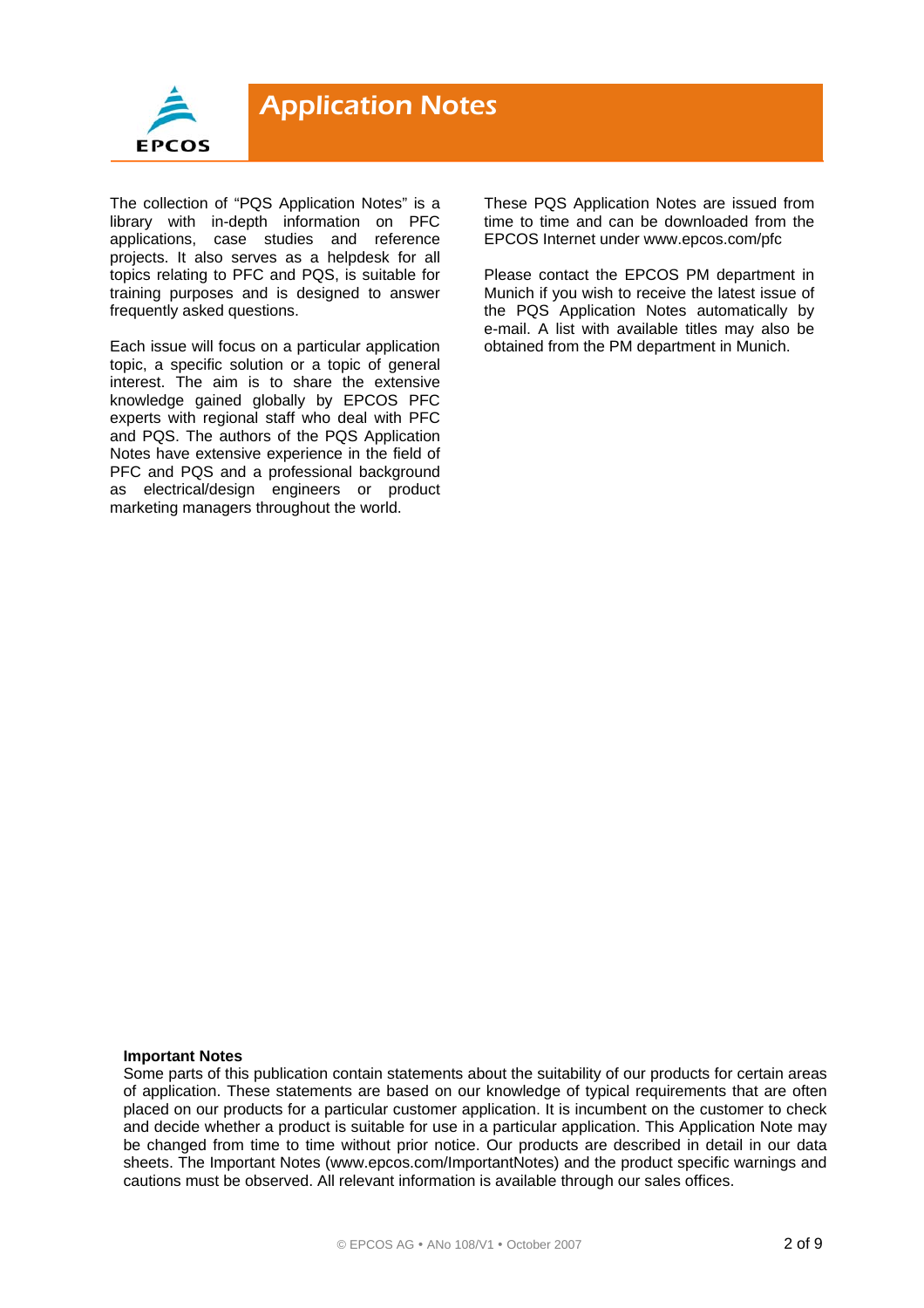The collection of "PQS Application Notes" is a library with in-depth information on PFC applications, case studies and reference projects. It also serves as a helpdesk for all topics relating to PFC and PQS, is suitable for training purposes and is designed to answer frequently asked questions.

Each issue will focus on a particular application topic, a specific solution or a topic of general interest. The aim is to share the extensive knowledge gained globally by EPCOS PFC experts with regional staff who deal with PFC and PQS. The authors of the PQS Application Notes have extensive experience in the field of PFC and PQS and a professional background as electrical/design engineers or product marketing managers throughout the world.

These PQS Application Notes are issued from time to time and can be downloaded from the EPCOS Internet under www.epcos.com/pfc

Please contact the EPCOS PM department in Munich if you wish to receive the latest issue of the PQS Application Notes automatically by e-mail. A list with available titles may also be obtained from the PM department in Munich.

**Important Notes**
Some parts of this publication contain statements about the suitability of our products for certain areas of application. These statements are based on our knowledge of typical requirements that are often placed on our products for a particular customer application. It is incumbent on the customer to check and decide whether a product is suitable for use in a particular application. This Application Note may be changed from time to time without prior notice. Our products are described in detail in our data sheets. The Important Notes (www.epcos.com/ImportantNotes) and the product specific warnings and cautions must be observed. All relevant information is available through our sales offices.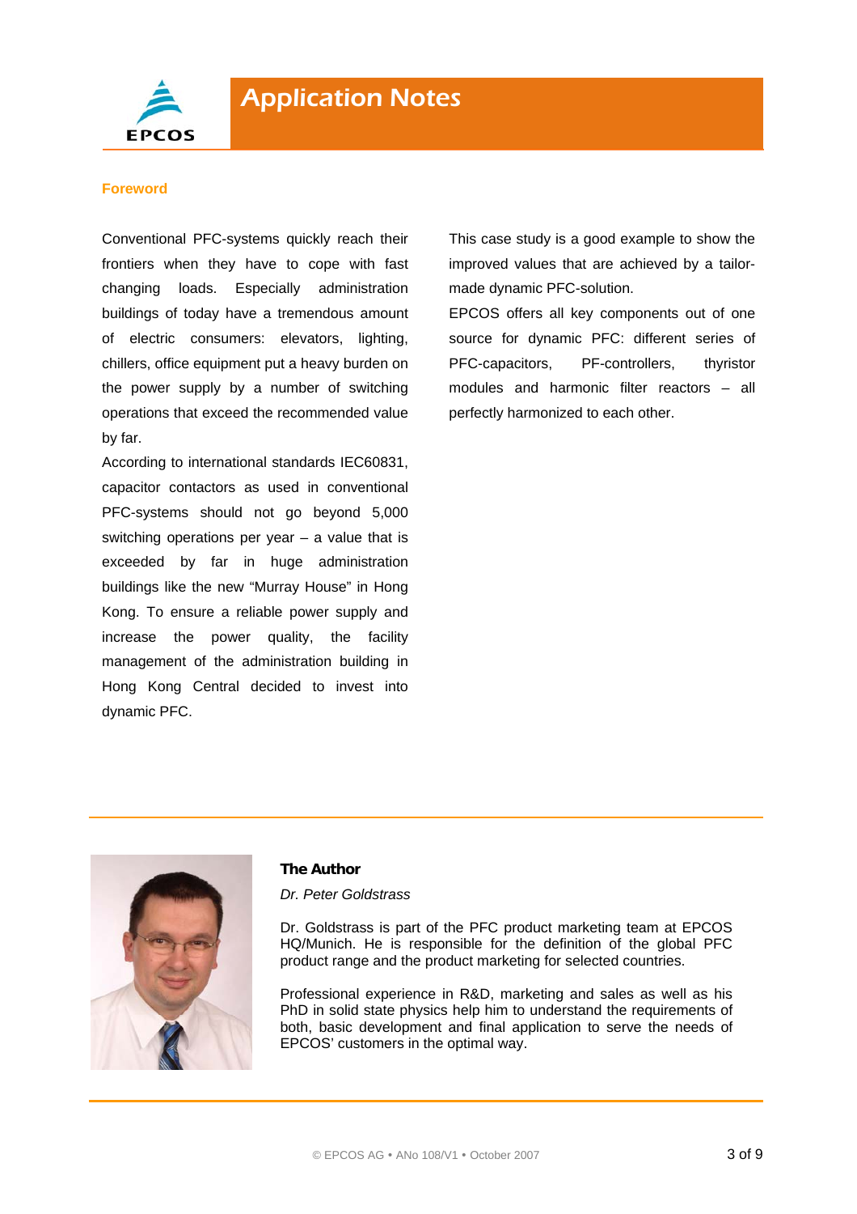## Foreword

Conventional PFC-systems quickly reach their frontiers when they have to cope with fast changing loads. Especially administration buildings of today have a tremendous amount of electric consumers: elevators, lighting, chillers, office equipment put a heavy burden on the power supply by a number of switching operations that exceed the recommended value by far.

According to international standards IEC60831, capacitor contactors as used in conventional PFC-systems should not go beyond 5,000 switching operations per year – a value that is exceeded by far in huge administration buildings like the new "Murray House" in Hong Kong. To ensure a reliable power supply and increase the power quality, the facility management of the administration building in Hong Kong Central decided to invest into dynamic PFC.

This case study is a good example to show the improved values that are achieved by a tailor-made dynamic PFC-solution.

EPCOS offers all key components out of one source for dynamic PFC: different series of PFC-capacitors, PF-controllers, thyristor modules and harmonic filter reactors – all perfectly harmonized to each other.

---

**The Author**

*Dr. Peter Goldstrass*

Dr. Goldstrass is part of the PFC product marketing team at EPCOS HQ/Munich. He is responsible for the definition of the global PFC product range and the product marketing for selected countries.

Professional experience in R&D, marketing and sales as well as his PhD in solid state physics help him to understand the requirements of both, basic development and final application to serve the needs of EPCOS' customers in the optimal way.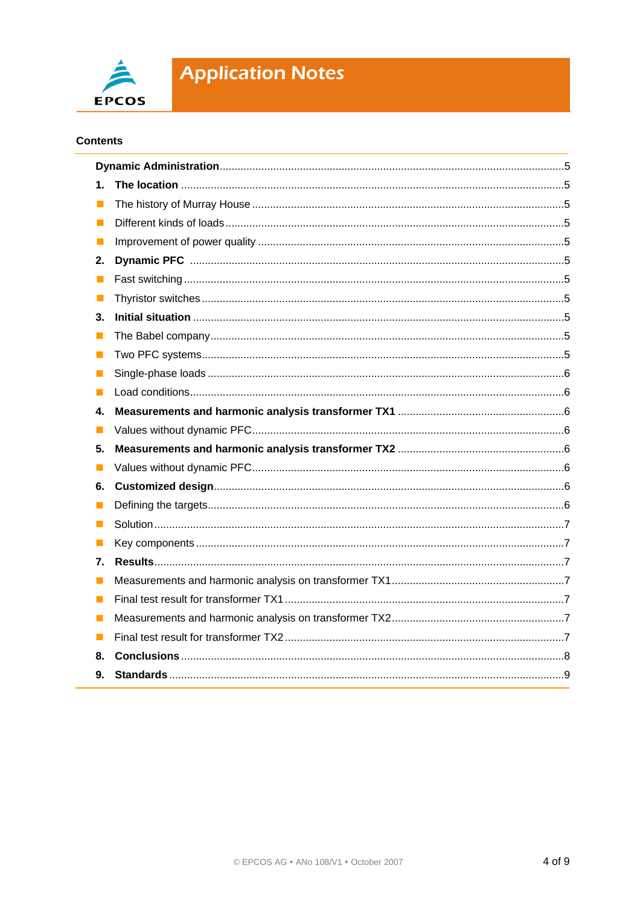## Contents

**Dynamic Administration** ... 5

1. **The location** ... 5
   - The history of Murray House ... 5
   - Different kinds of loads ... 5
   - Improvement of power quality ... 5
2. **Dynamic PFC** ... 5
   - Fast switching ... 5
   - Thyristor switches ... 5
3. **Initial situation** ... 5
   - The Babel company ... 5
   - Two PFC systems ... 5
   - Single-phase loads ... 6
   - Load conditions ... 6
4. **Measurements and harmonic analysis transformer TX1** ... 6
   - Values without dynamic PFC ... 6
5. **Measurements and harmonic analysis transformer TX2** ... 6
   - Values without dynamic PFC ... 6
6. **Customized design** ... 6
   - Defining the targets ... 6
   - Solution ... 7
   - Key components ... 7
7. **Results** ... 7
   - Measurements and harmonic analysis on transformer TX1 ... 7
   - Final test result for transformer TX1 ... 7
   - Measurements and harmonic analysis on transformer TX2 ... 7
   - Final test result for transformer TX2 ... 7
8. **Conclusions** ... 8
9. **Standards** ... 9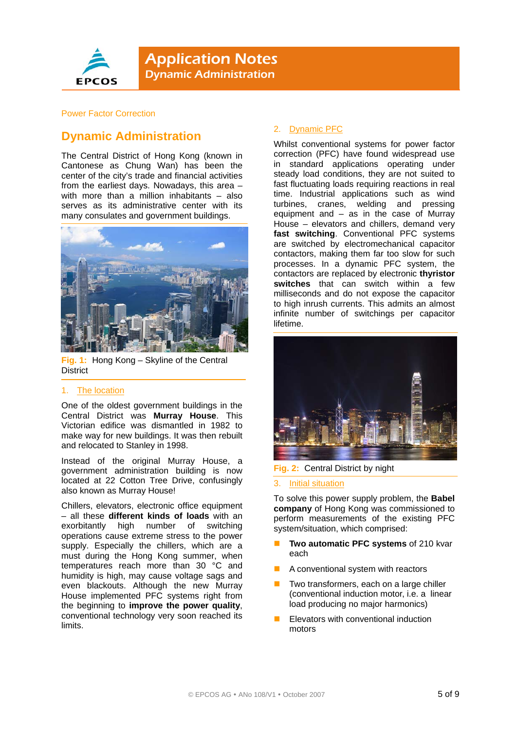Power Factor Correction

# Dynamic Administration

The Central District of Hong Kong (known in Cantonese as Chung Wan) has been the center of the city's trade and financial activities from the earliest days. Nowadays, this area – with more than a million inhabitants – also serves as its administrative center with its many consulates and government buildings.

**Fig. 1:** Hong Kong – Skyline of the Central District

## 1. The location

One of the oldest government buildings in the Central District was **Murray House**. This Victorian edifice was dismantled in 1982 to make way for new buildings. It was then rebuilt and relocated to Stanley in 1998.

Instead of the original Murray House, a government administration building is now located at 22 Cotton Tree Drive, confusingly also known as Murray House!

Chillers, elevators, electronic office equipment – all these **different kinds of loads** with an exorbitantly high number of switching operations cause extreme stress to the power supply. Especially the chillers, which are a must during the Hong Kong summer, when temperatures reach more than 30 °C and humidity is high, may cause voltage sags and even blackouts. Although the new Murray House implemented PFC systems right from the beginning to **improve the power quality**, conventional technology very soon reached its limits.

## 2. Dynamic PFC

Whilst conventional systems for power factor correction (PFC) have found widespread use in standard applications operating under steady load conditions, they are not suited to fast fluctuating loads requiring reactions in real time. Industrial applications such as wind turbines, cranes, welding and pressing equipment and – as in the case of Murray House – elevators and chillers, demand very **fast switching**. Conventional PFC systems are switched by electromechanical capacitor contactors, making them far too slow for such processes. In a dynamic PFC system, the contactors are replaced by electronic **thyristor switches** that can switch within a few milliseconds and do not expose the capacitor to high inrush currents. This admits an almost infinite number of switchings per capacitor lifetime.

**Fig. 2:** Central District by night

## 3. Initial situation

To solve this power supply problem, the **Babel company** of Hong Kong was commissioned to perform measurements of the existing PFC system/situation, which comprised:

- **Two automatic PFC systems** of 210 kvar each
- A conventional system with reactors
- Two transformers, each on a large chiller (conventional induction motor, i.e. a linear load producing no major harmonics)
- Elevators with conventional induction motors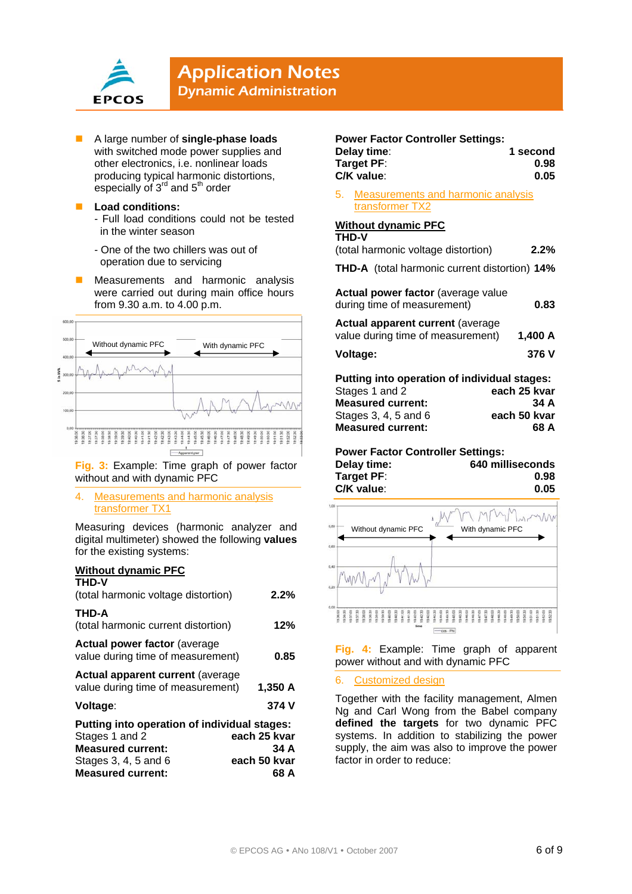- A large number of **single-phase loads** with switched mode power supplies and other electronics, i.e. nonlinear loads producing typical harmonic distortions, especially of 3rd and 5th order
- **Load conditions:**
  - Full load conditions could not be tested in the winter season
  - One of the two chillers was out of operation due to servicing
- Measurements and harmonic analysis were carried out during main office hours from 9.30 a.m. to 4.00 p.m.

**Fig. 3:** Example: Time graph of power factor without and with dynamic PFC

## 4. Measurements and harmonic analysis transformer TX1

Measuring devices (harmonic analyzer and digital multimeter) showed the following **values** for the existing systems:

**Without dynamic PFC**

| | |
|---|---|
| **THD-V** (total harmonic voltage distortion) | **2.2%** |
| **THD-A** (total harmonic current distortion) | **12%** |
| **Actual power factor** (average value during time of measurement) | **0.85** |
| **Actual apparent current** (average value during time of measurement) | **1,350 A** |
| **Voltage**: | **374 V** |

**Putting into operation of individual stages:**

| | |
|---|---|
| Stages 1 and 2 | **each 25 kvar** |
| **Measured current:** | **34 A** |
| Stages 3, 4, 5 and 6 | **each 50 kvar** |
| **Measured current:** | **68 A** |

**Power Factor Controller Settings:**

| | |
|---|---|
| **Delay time**: | **1 second** |
| **Target PF**: | **0.98** |
| **C/K value**: | **0.05** |

## 5. Measurements and harmonic analysis transformer TX2

**Without dynamic PFC**

| | |
|---|---|
| **THD-V** (total harmonic voltage distortion) | **2.2%** |
| **THD-A** (total harmonic current distortion) | **14%** |
| **Actual power factor** (average value during time of measurement) | **0.83** |
| **Actual apparent current** (average value during time of measurement) | **1,400 A** |
| **Voltage:** | **376 V** |

**Putting into operation of individual stages:**

| | |
|---|---|
| Stages 1 and 2 | **each 25 kvar** |
| **Measured current:** | **34 A** |
| Stages 3, 4, 5 and 6 | **each 50 kvar** |
| **Measured current:** | **68 A** |

**Power Factor Controller Settings:**

| | |
|---|---|
| **Delay time:** | **640 milliseconds** |
| **Target PF**: | **0.98** |
| **C/K value**: | **0.05** |

**Fig. 4:** Example: Time graph of apparent power without and with dynamic PFC

## 6. Customized design

Together with the facility management, Almen Ng and Carl Wong from the Babel company **defined the targets** for two dynamic PFC systems. In addition to stabilizing the power supply, the aim was also to improve the power factor in order to reduce: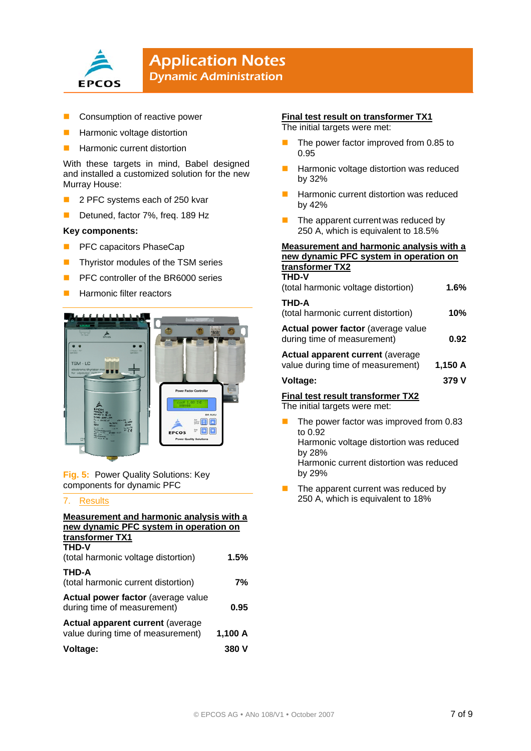- Consumption of reactive power
- Harmonic voltage distortion
- Harmonic current distortion

With these targets in mind, Babel designed and installed a customized solution for the new Murray House:

- 2 PFC systems each of 250 kvar
- Detuned, factor 7%, freq. 189 Hz

**Key components:**

- PFC capacitors PhaseCap
- Thyristor modules of the TSM series
- PFC controller of the BR6000 series
- Harmonic filter reactors

**Fig. 5:** Power Quality Solutions: Key components for dynamic PFC

## 7. Results

**Measurement and harmonic analysis with a new dynamic PFC system in operation on transformer TX1**

| | |
|---|---|
| **THD-V** (total harmonic voltage distortion) | **1.5%** |
| **THD-A** (total harmonic current distortion) | **7%** |
| **Actual power factor** (average value during time of measurement) | **0.95** |
| **Actual apparent current** (average value during time of measurement) | **1,100 A** |
| **Voltage:** | **380 V** |

**Final test result on transformer TX1**

The initial targets were met:

- The power factor improved from 0.85 to 0.95
- Harmonic voltage distortion was reduced by 32%
- Harmonic current distortion was reduced by 42%
- The apparent current was reduced by 250 A, which is equivalent to 18.5%

**Measurement and harmonic analysis with a new dynamic PFC system in operation on transformer TX2**

| | |
|---|---|
| **THD-V** (total harmonic voltage distortion) | **1.6%** |
| **THD-A** (total harmonic current distortion) | **10%** |
| **Actual power factor** (average value during time of measurement) | **0.92** |
| **Actual apparent current** (average value during time of measurement) | **1,150 A** |
| **Voltage:** | **379 V** |

**Final test result transformer TX2**

The initial targets were met:

- The power factor was improved from 0.83 to 0.92
  Harmonic voltage distortion was reduced by 28%
  Harmonic current distortion was reduced by 29%
- The apparent current was reduced by 250 A, which is equivalent to 18%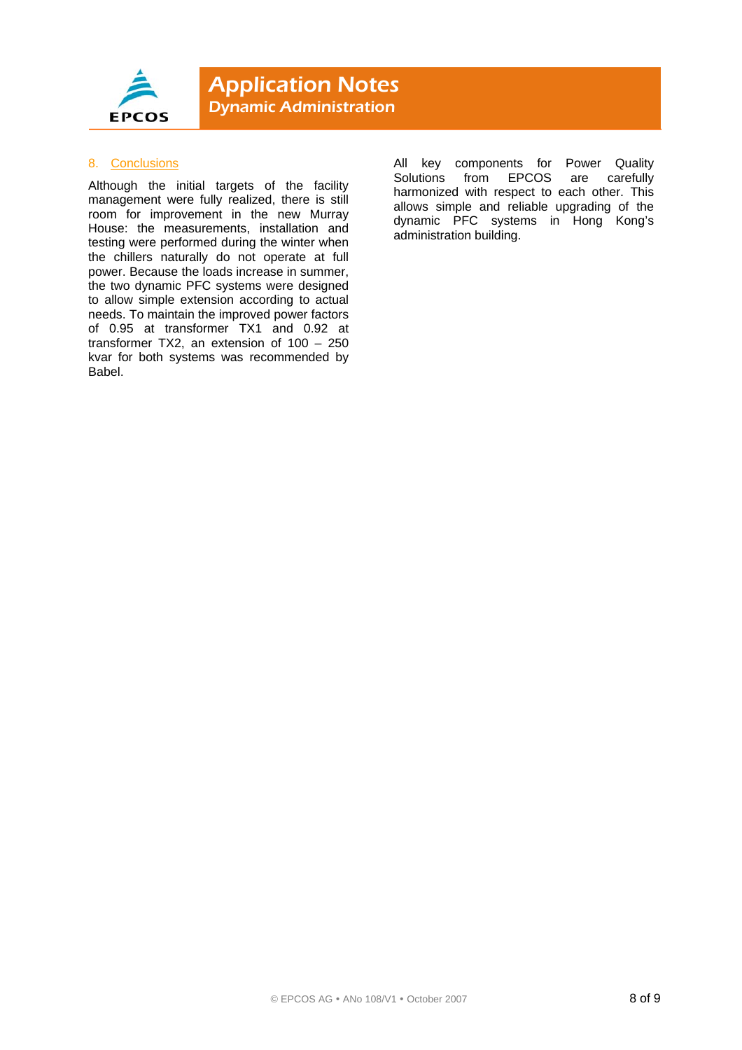## 8. Conclusions

Although the initial targets of the facility management were fully realized, there is still room for improvement in the new Murray House: the measurements, installation and testing were performed during the winter when the chillers naturally do not operate at full power. Because the loads increase in summer, the two dynamic PFC systems were designed to allow simple extension according to actual needs. To maintain the improved power factors of 0.95 at transformer TX1 and 0.92 at transformer TX2, an extension of 100 – 250 kvar for both systems was recommended by Babel.

All key components for Power Quality Solutions from EPCOS are carefully harmonized with respect to each other. This allows simple and reliable upgrading of the dynamic PFC systems in Hong Kong's administration building.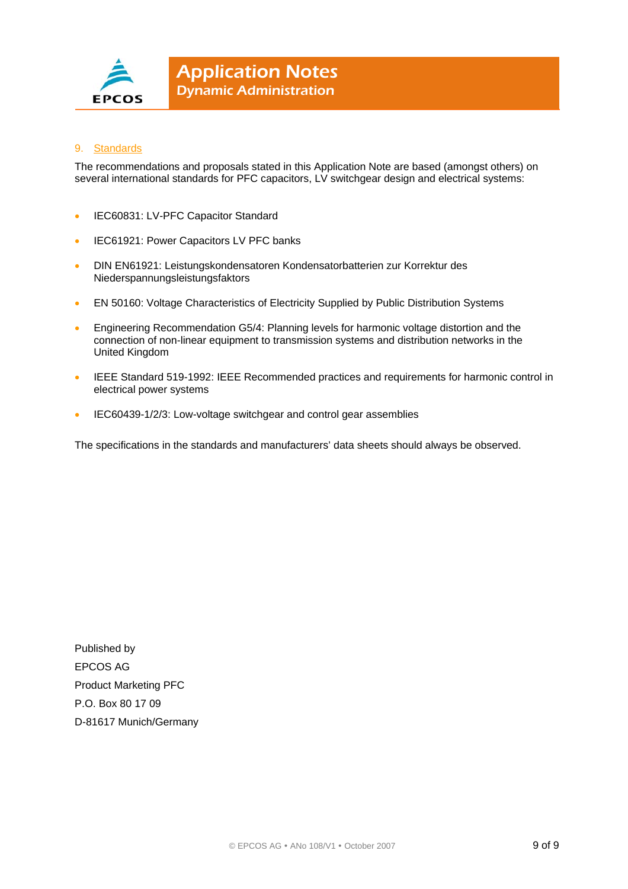## 9. Standards

The recommendations and proposals stated in this Application Note are based (amongst others) on several international standards for PFC capacitors, LV switchgear design and electrical systems:

- IEC60831: LV-PFC Capacitor Standard
- IEC61921: Power Capacitors LV PFC banks
- DIN EN61921: Leistungskondensatoren Kondensatorbatterien zur Korrektur des Niederspannungsleistungsfaktors
- EN 50160: Voltage Characteristics of Electricity Supplied by Public Distribution Systems
- Engineering Recommendation G5/4: Planning levels for harmonic voltage distortion and the connection of non-linear equipment to transmission systems and distribution networks in the United Kingdom
- IEEE Standard 519-1992: IEEE Recommended practices and requirements for harmonic control in electrical power systems
- IEC60439-1/2/3: Low-voltage switchgear and control gear assemblies

The specifications in the standards and manufacturers' data sheets should always be observed.

Published by

EPCOS AG

Product Marketing PFC

P.O. Box 80 17 09

D-81617 Munich/Germany